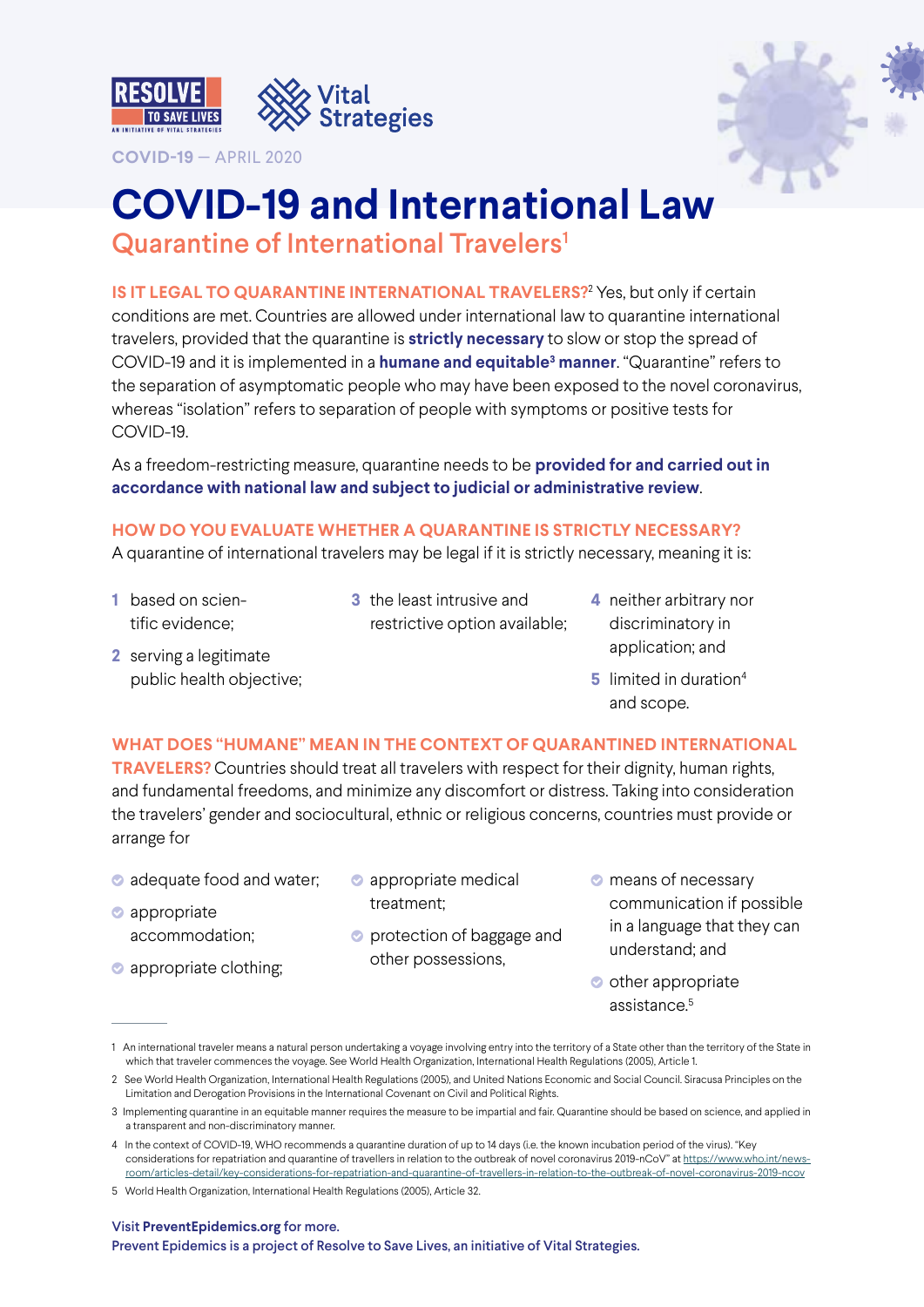RESOLVE TO SAVE LIVES — AN INITIATIVE OF VITAL STRATEGIES

Vital Strategies

**COVID-19** — APRIL 2020

# COVID-19 and International Law

## Quarantine of International Travelers[1]

**IS IT LEGAL TO QUARANTINE INTERNATIONAL TRAVELERS?**[2] Yes, but only if certain conditions are met. Countries are allowed under international law to quarantine international travelers, provided that the quarantine is **strictly necessary** to slow or stop the spread of COVID-19 and it is implemented in a **humane and equitable[3] manner**. "Quarantine" refers to the separation of asymptomatic people who may have been exposed to the novel coronavirus, whereas "isolation" refers to separation of people with symptoms or positive tests for COVID-19.

As a freedom-restricting measure, quarantine needs to be **provided for and carried out in accordance with national law and subject to judicial or administrative review**.

**HOW DO YOU EVALUATE WHETHER A QUARANTINE IS STRICTLY NECESSARY?**
A quarantine of international travelers may be legal if it is strictly necessary, meaning it is:

1. based on scientific evidence;
2. serving a legitimate public health objective;
3. the least intrusive and restrictive option available;
4. neither arbitrary nor discriminatory in application; and
5. limited in duration[4] and scope.

**WHAT DOES "HUMANE" MEAN IN THE CONTEXT OF QUARANTINED INTERNATIONAL TRAVELERS?** Countries should treat all travelers with respect for their dignity, human rights, and fundamental freedoms, and minimize any discomfort or distress. Taking into consideration the travelers' gender and sociocultural, ethnic or religious concerns, countries must provide or arrange for

- adequate food and water;
- appropriate accommodation;
- appropriate clothing;
- appropriate medical treatment;
- protection of baggage and other possessions,
- means of necessary communication if possible in a language that they can understand; and
- other appropriate assistance.[5]

---

1 An international traveler means a natural person undertaking a voyage involving entry into the territory of a State other than the territory of the State in which that traveler commences the voyage. See World Health Organization, International Health Regulations (2005), Article 1.

2 See World Health Organization, International Health Regulations (2005), and United Nations Economic and Social Council. Siracusa Principles on the Limitation and Derogation Provisions in the International Covenant on Civil and Political Rights.

3 Implementing quarantine in an equitable manner requires the measure to be impartial and fair. Quarantine should be based on science, and applied in a transparent and non-discriminatory manner.

4 In the context of COVID-19, WHO recommends a quarantine duration of up to 14 days (i.e. the known incubation period of the virus). "Key considerations for repatriation and quarantine of travellers in relation to the outbreak of novel coronavirus 2019-nCoV" at https://www.who.int/news-room/articles-detail/key-considerations-for-repatriation-and-quarantine-of-travellers-in-relation-to-the-outbreak-of-novel-coronavirus-2019-ncov

5 World Health Organization, International Health Regulations (2005), Article 32.

Visit **PreventEpidemics.org** for more.
Prevent Epidemics is a project of Resolve to Save Lives, an initiative of Vital Strategies.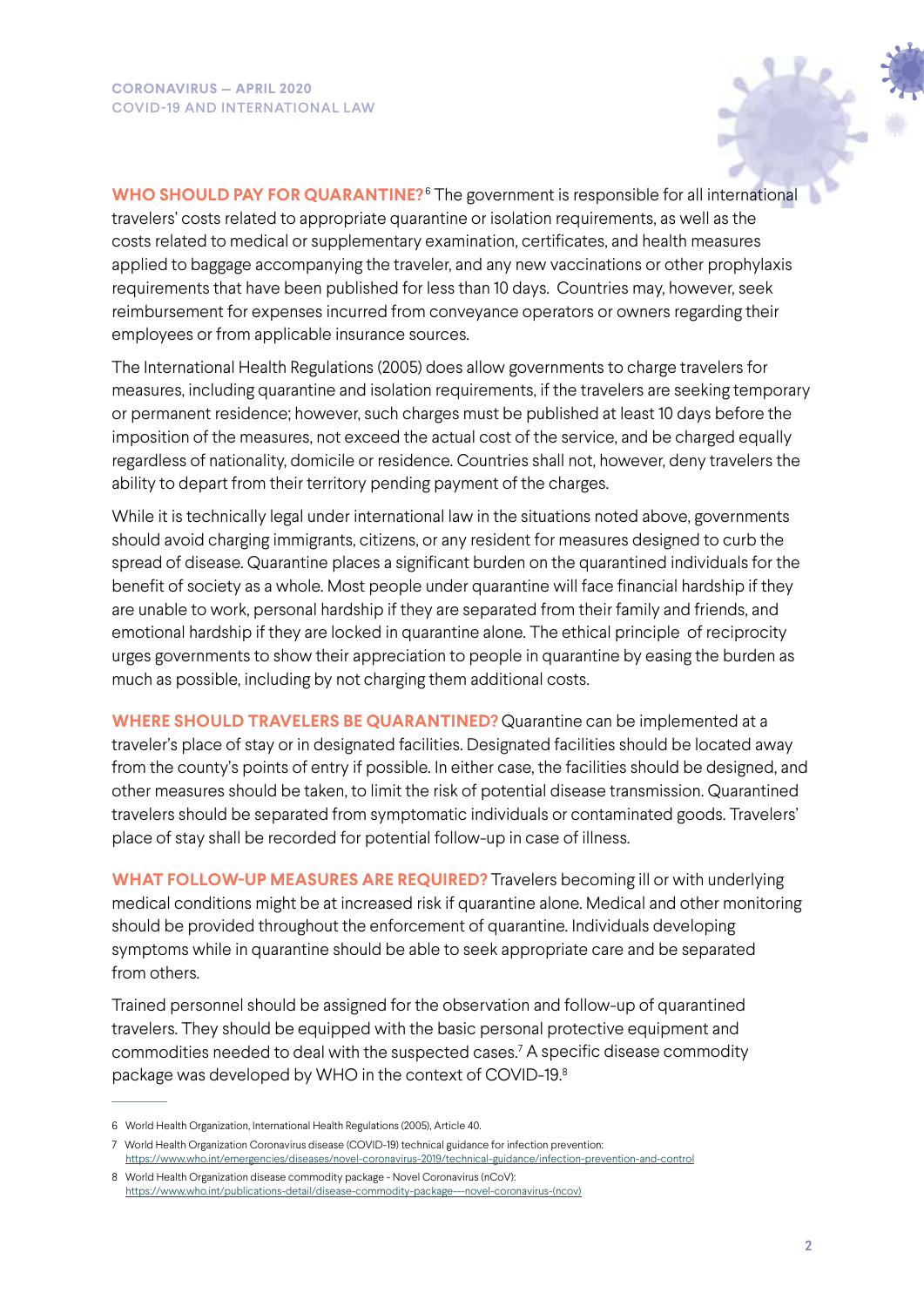**WHO SHOULD PAY FOR QUARANTINE?**[6] The government is responsible for all international travelers' costs related to appropriate quarantine or isolation requirements, as well as the costs related to medical or supplementary examination, certificates, and health measures applied to baggage accompanying the traveler, and any new vaccinations or other prophylaxis requirements that have been published for less than 10 days. Countries may, however, seek reimbursement for expenses incurred from conveyance operators or owners regarding their employees or from applicable insurance sources.

The International Health Regulations (2005) does allow governments to charge travelers for measures, including quarantine and isolation requirements, if the travelers are seeking temporary or permanent residence; however, such charges must be published at least 10 days before the imposition of the measures, not exceed the actual cost of the service, and be charged equally regardless of nationality, domicile or residence. Countries shall not, however, deny travelers the ability to depart from their territory pending payment of the charges.

While it is technically legal under international law in the situations noted above, governments should avoid charging immigrants, citizens, or any resident for measures designed to curb the spread of disease. Quarantine places a significant burden on the quarantined individuals for the benefit of society as a whole. Most people under quarantine will face financial hardship if they are unable to work, personal hardship if they are separated from their family and friends, and emotional hardship if they are locked in quarantine alone. The ethical principle of reciprocity urges governments to show their appreciation to people in quarantine by easing the burden as much as possible, including by not charging them additional costs.

**WHERE SHOULD TRAVELERS BE QUARANTINED?** Quarantine can be implemented at a traveler's place of stay or in designated facilities. Designated facilities should be located away from the county's points of entry if possible. In either case, the facilities should be designed, and other measures should be taken, to limit the risk of potential disease transmission. Quarantined travelers should be separated from symptomatic individuals or contaminated goods. Travelers' place of stay shall be recorded for potential follow-up in case of illness.

**WHAT FOLLOW-UP MEASURES ARE REQUIRED?** Travelers becoming ill or with underlying medical conditions might be at increased risk if quarantine alone. Medical and other monitoring should be provided throughout the enforcement of quarantine. Individuals developing symptoms while in quarantine should be able to seek appropriate care and be separated from others.

Trained personnel should be assigned for the observation and follow-up of quarantined travelers. They should be equipped with the basic personal protective equipment and commodities needed to deal with the suspected cases.[7] A specific disease commodity package was developed by WHO in the context of COVID-19.[8]

---

6 World Health Organization, International Health Regulations (2005), Article 40.

7 World Health Organization Coronavirus disease (COVID-19) technical guidance for infection prevention: https://www.who.int/emergencies/diseases/novel-coronavirus-2019/technical-guidance/infection-prevention-and-control

8 World Health Organization disease commodity package - Novel Coronavirus (nCoV): https://www.who.int/publications-detail/disease-commodity-package---novel-coronavirus-(ncov)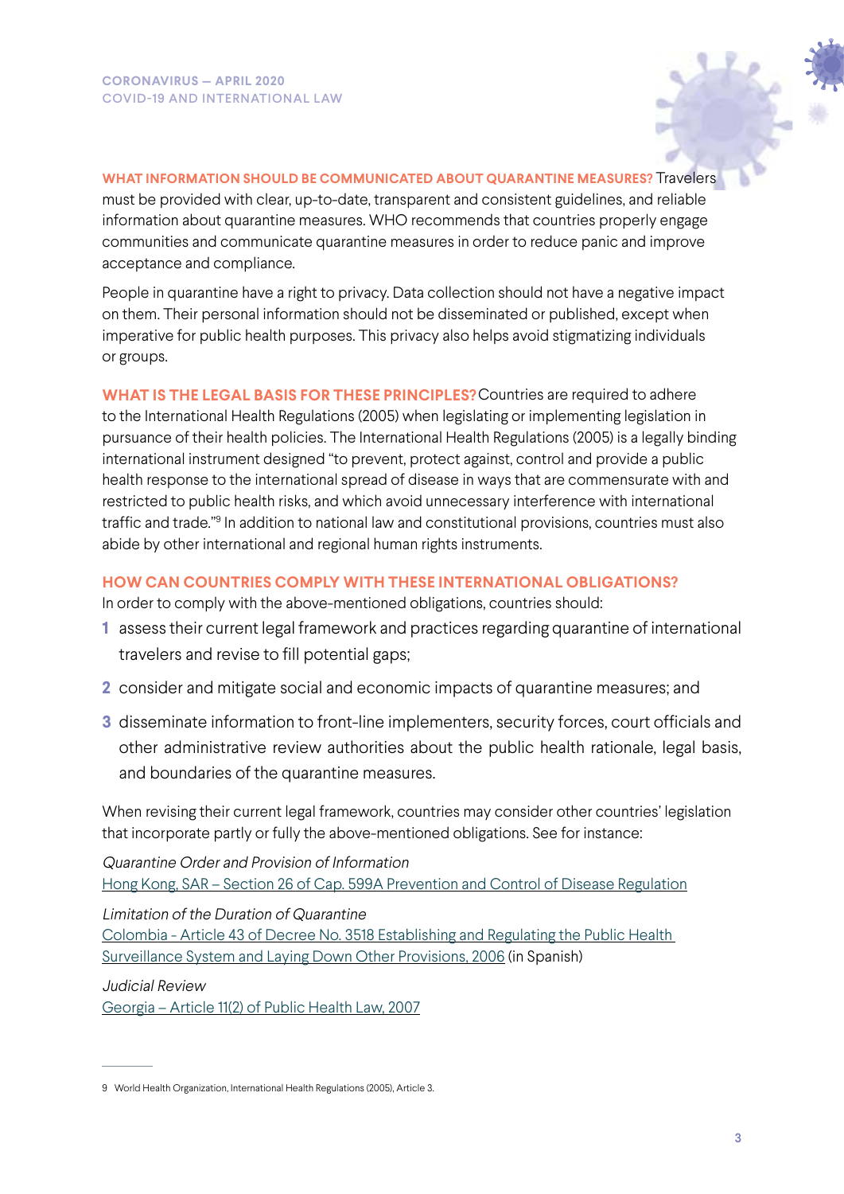**WHAT INFORMATION SHOULD BE COMMUNICATED ABOUT QUARANTINE MEASURES?** Travelers must be provided with clear, up-to-date, transparent and consistent guidelines, and reliable information about quarantine measures. WHO recommends that countries properly engage communities and communicate quarantine measures in order to reduce panic and improve acceptance and compliance.

People in quarantine have a right to privacy. Data collection should not have a negative impact on them. Their personal information should not be disseminated or published, except when imperative for public health purposes. This privacy also helps avoid stigmatizing individuals or groups.

**WHAT IS THE LEGAL BASIS FOR THESE PRINCIPLES?** Countries are required to adhere to the International Health Regulations (2005) when legislating or implementing legislation in pursuance of their health policies. The International Health Regulations (2005) is a legally binding international instrument designed "to prevent, protect against, control and provide a public health response to the international spread of disease in ways that are commensurate with and restricted to public health risks, and which avoid unnecessary interference with international traffic and trade."[9] In addition to national law and constitutional provisions, countries must also abide by other international and regional human rights instruments.

**HOW CAN COUNTRIES COMPLY WITH THESE INTERNATIONAL OBLIGATIONS?**

In order to comply with the above-mentioned obligations, countries should:

1. assess their current legal framework and practices regarding quarantine of international travelers and revise to fill potential gaps;
2. consider and mitigate social and economic impacts of quarantine measures; and
3. disseminate information to front-line implementers, security forces, court officials and other administrative review authorities about the public health rationale, legal basis, and boundaries of the quarantine measures.

When revising their current legal framework, countries may consider other countries' legislation that incorporate partly or fully the above-mentioned obligations. See for instance:

*Quarantine Order and Provision of Information*
Hong Kong, SAR – Section 26 of Cap. 599A Prevention and Control of Disease Regulation

*Limitation of the Duration of Quarantine*
Colombia - Article 43 of Decree No. 3518 Establishing and Regulating the Public Health Surveillance System and Laying Down Other Provisions, 2006 (in Spanish)

*Judicial Review*
Georgia – Article 11(2) of Public Health Law, 2007

---

9 World Health Organization, International Health Regulations (2005), Article 3.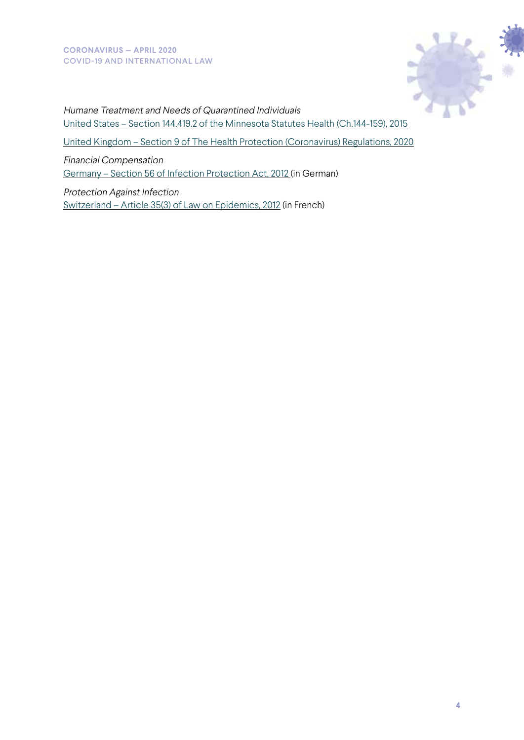*Humane Treatment and Needs of Quarantined Individuals*
United States – Section 144.419.2 of the Minnesota Statutes Health (Ch.144-159), 2015

United Kingdom – Section 9 of The Health Protection (Coronavirus) Regulations, 2020

*Financial Compensation*
Germany – Section 56 of Infection Protection Act, 2012 (in German)

*Protection Against Infection*
Switzerland – Article 35(3) of Law on Epidemics, 2012 (in French)